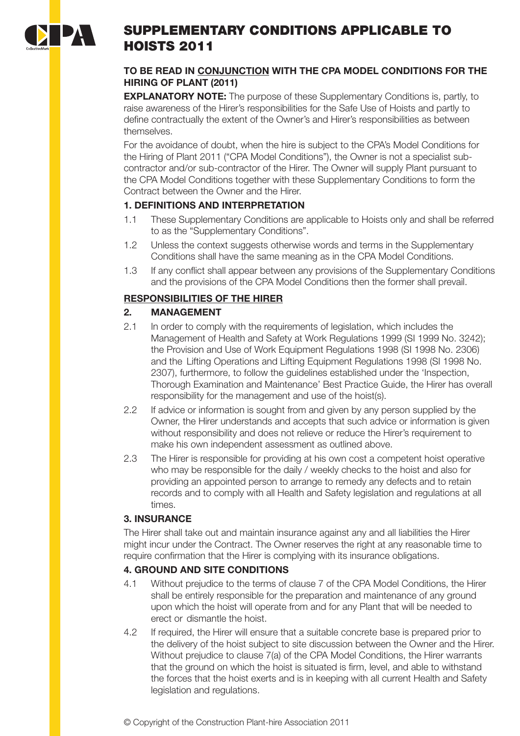# SUPPLEMENTARY CONDITIONS APPLICABLE TO HOISTS 2011

**TO BE READ IN CONJUNCTION WITH THE CPA MODEL CONDITIONS FOR THE HIRING OF PLANT (2011)**

**EXPLANATORY NOTE:** The purpose of these Supplementary Conditions is, partly, to raise awareness of the Hirer's responsibilities for the Safe Use of Hoists and partly to define contractually the extent of the Owner's and Hirer's responsibilities as between themselves.

For the avoidance of doubt, when the hire is subject to the CPA's Model Conditions for the Hiring of Plant 2011 ("CPA Model Conditions"), the Owner is not a specialist sub-contractor and/or sub-contractor of the Hirer. The Owner will supply Plant pursuant to the CPA Model Conditions together with these Supplementary Conditions to form the Contract between the Owner and the Hirer.

### 1. DEFINITIONS AND INTERPRETATION

1.1 These Supplementary Conditions are applicable to Hoists only and shall be referred to as the "Supplementary Conditions".

1.2 Unless the context suggests otherwise words and terms in the Supplementary Conditions shall have the same meaning as in the CPA Model Conditions.

1.3 If any conflict shall appear between any provisions of the Supplementary Conditions and the provisions of the CPA Model Conditions then the former shall prevail.

## RESPONSIBILITIES OF THE HIRER

### 2. MANAGEMENT

2.1 In order to comply with the requirements of legislation, which includes the Management of Health and Safety at Work Regulations 1999 (SI 1999 No. 3242); the Provision and Use of Work Equipment Regulations 1998 (SI 1998 No. 2306) and the Lifting Operations and Lifting Equipment Regulations 1998 (SI 1998 No. 2307), furthermore, to follow the guidelines established under the 'Inspection, Thorough Examination and Maintenance' Best Practice Guide, the Hirer has overall responsibility for the management and use of the hoist(s).

2.2 If advice or information is sought from and given by any person supplied by the Owner, the Hirer understands and accepts that such advice or information is given without responsibility and does not relieve or reduce the Hirer's requirement to make his own independent assessment as outlined above.

2.3 The Hirer is responsible for providing at his own cost a competent hoist operative who may be responsible for the daily / weekly checks to the hoist and also for providing an appointed person to arrange to remedy any defects and to retain records and to comply with all Health and Safety legislation and regulations at all times.

### 3. INSURANCE

The Hirer shall take out and maintain insurance against any and all liabilities the Hirer might incur under the Contract. The Owner reserves the right at any reasonable time to require confirmation that the Hirer is complying with its insurance obligations.

### 4. GROUND AND SITE CONDITIONS

4.1 Without prejudice to the terms of clause 7 of the CPA Model Conditions, the Hirer shall be entirely responsible for the preparation and maintenance of any ground upon which the hoist will operate from and for any Plant that will be needed to erect or dismantle the hoist.

4.2 If required, the Hirer will ensure that a suitable concrete base is prepared prior to the delivery of the hoist subject to site discussion between the Owner and the Hirer. Without prejudice to clause 7(a) of the CPA Model Conditions, the Hirer warrants that the ground on which the hoist is situated is firm, level, and able to withstand the forces that the hoist exerts and is in keeping with all current Health and Safety legislation and regulations.

© Copyright of the Construction Plant-hire Association 2011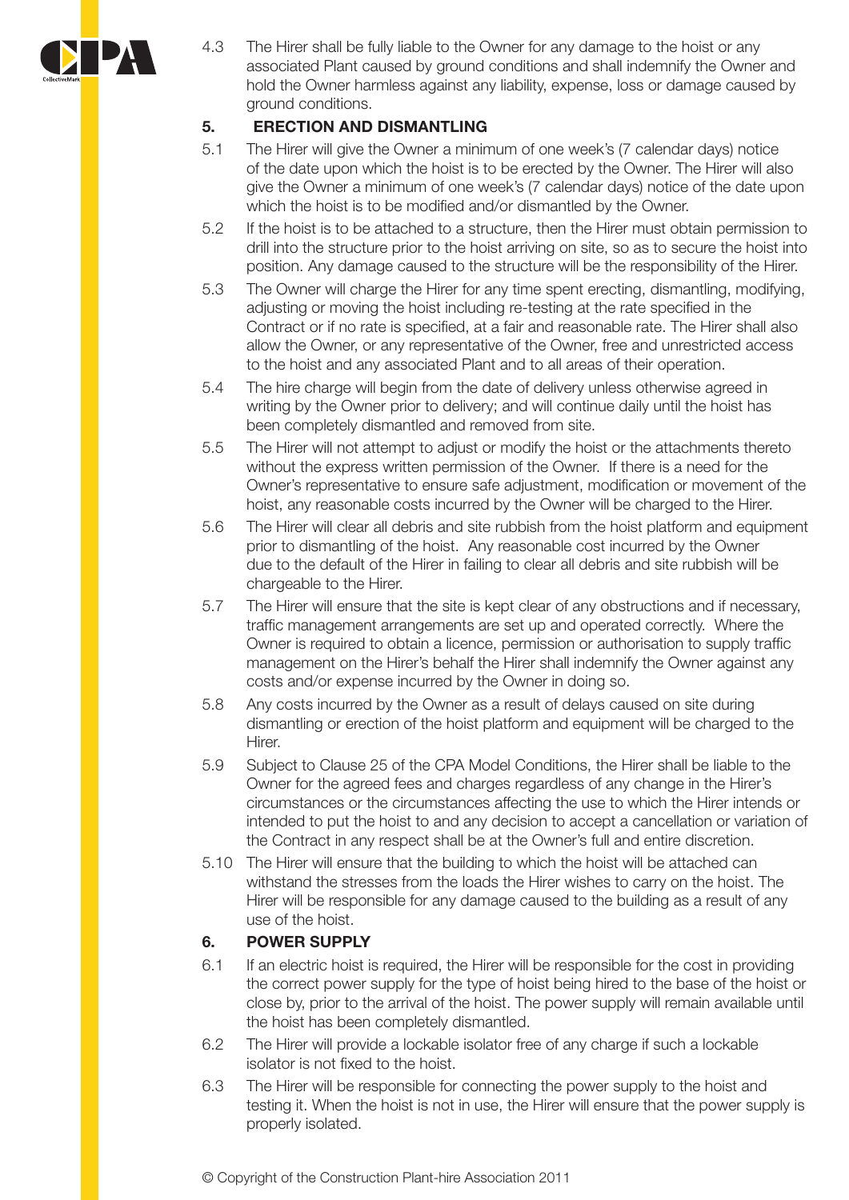4.3 The Hirer shall be fully liable to the Owner for any damage to the hoist or any associated Plant caused by ground conditions and shall indemnify the Owner and hold the Owner harmless against any liability, expense, loss or damage caused by ground conditions.

## 5. ERECTION AND DISMANTLING

5.1 The Hirer will give the Owner a minimum of one week's (7 calendar days) notice of the date upon which the hoist is to be erected by the Owner. The Hirer will also give the Owner a minimum of one week's (7 calendar days) notice of the date upon which the hoist is to be modified and/or dismantled by the Owner.

5.2 If the hoist is to be attached to a structure, then the Hirer must obtain permission to drill into the structure prior to the hoist arriving on site, so as to secure the hoist into position. Any damage caused to the structure will be the responsibility of the Hirer.

5.3 The Owner will charge the Hirer for any time spent erecting, dismantling, modifying, adjusting or moving the hoist including re-testing at the rate specified in the Contract or if no rate is specified, at a fair and reasonable rate. The Hirer shall also allow the Owner, or any representative of the Owner, free and unrestricted access to the hoist and any associated Plant and to all areas of their operation.

5.4 The hire charge will begin from the date of delivery unless otherwise agreed in writing by the Owner prior to delivery; and will continue daily until the hoist has been completely dismantled and removed from site.

5.5 The Hirer will not attempt to adjust or modify the hoist or the attachments thereto without the express written permission of the Owner. If there is a need for the Owner's representative to ensure safe adjustment, modification or movement of the hoist, any reasonable costs incurred by the Owner will be charged to the Hirer.

5.6 The Hirer will clear all debris and site rubbish from the hoist platform and equipment prior to dismantling of the hoist. Any reasonable cost incurred by the Owner due to the default of the Hirer in failing to clear all debris and site rubbish will be chargeable to the Hirer.

5.7 The Hirer will ensure that the site is kept clear of any obstructions and if necessary, traffic management arrangements are set up and operated correctly. Where the Owner is required to obtain a licence, permission or authorisation to supply traffic management on the Hirer's behalf the Hirer shall indemnify the Owner against any costs and/or expense incurred by the Owner in doing so.

5.8 Any costs incurred by the Owner as a result of delays caused on site during dismantling or erection of the hoist platform and equipment will be charged to the Hirer.

5.9 Subject to Clause 25 of the CPA Model Conditions, the Hirer shall be liable to the Owner for the agreed fees and charges regardless of any change in the Hirer's circumstances or the circumstances affecting the use to which the Hirer intends or intended to put the hoist to and any decision to accept a cancellation or variation of the Contract in any respect shall be at the Owner's full and entire discretion.

5.10 The Hirer will ensure that the building to which the hoist will be attached can withstand the stresses from the loads the Hirer wishes to carry on the hoist. The Hirer will be responsible for any damage caused to the building as a result of any use of the hoist.

## 6. POWER SUPPLY

6.1 If an electric hoist is required, the Hirer will be responsible for the cost in providing the correct power supply for the type of hoist being hired to the base of the hoist or close by, prior to the arrival of the hoist. The power supply will remain available until the hoist has been completely dismantled.

6.2 The Hirer will provide a lockable isolator free of any charge if such a lockable isolator is not fixed to the hoist.

6.3 The Hirer will be responsible for connecting the power supply to the hoist and testing it. When the hoist is not in use, the Hirer will ensure that the power supply is properly isolated.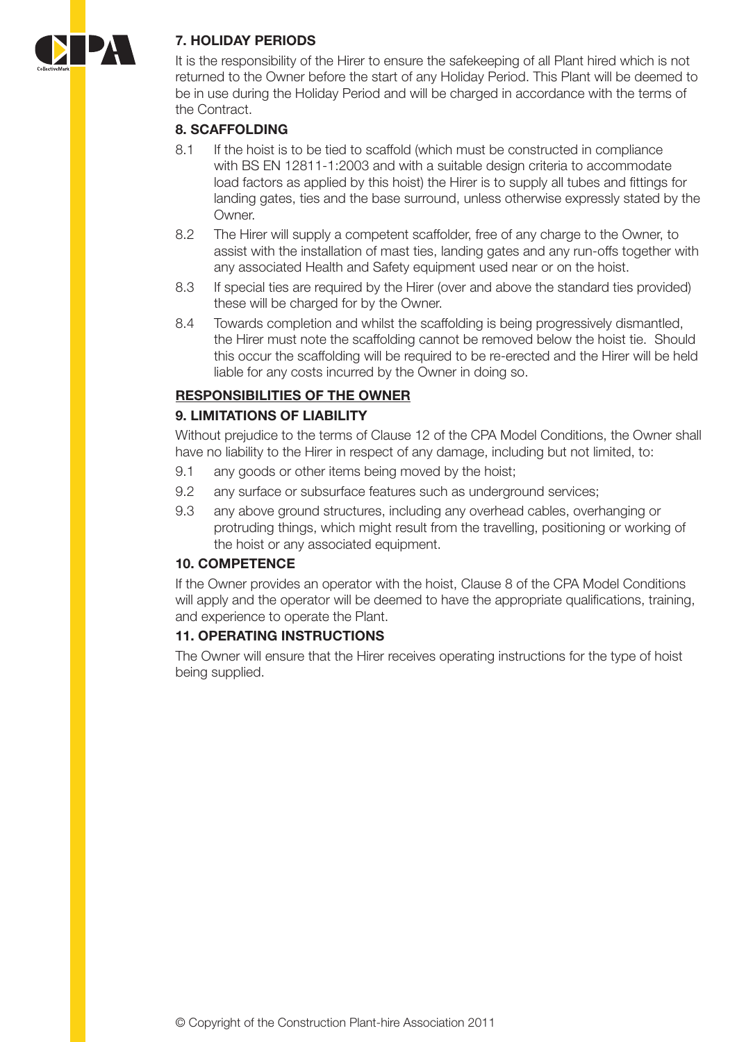**7. HOLIDAY PERIODS**

It is the responsibility of the Hirer to ensure the safekeeping of all Plant hired which is not returned to the Owner before the start of any Holiday Period. This Plant will be deemed to be in use during the Holiday Period and will be charged in accordance with the terms of the Contract.

**8. SCAFFOLDING**

8.1 If the hoist is to be tied to scaffold (which must be constructed in compliance with BS EN 12811-1:2003 and with a suitable design criteria to accommodate load factors as applied by this hoist) the Hirer is to supply all tubes and fittings for landing gates, ties and the base surround, unless otherwise expressly stated by the Owner.

8.2 The Hirer will supply a competent scaffolder, free of any charge to the Owner, to assist with the installation of mast ties, landing gates and any run-offs together with any associated Health and Safety equipment used near or on the hoist.

8.3 If special ties are required by the Hirer (over and above the standard ties provided) these will be charged for by the Owner.

8.4 Towards completion and whilst the scaffolding is being progressively dismantled, the Hirer must note the scaffolding cannot be removed below the hoist tie. Should this occur the scaffolding will be required to be re-erected and the Hirer will be held liable for any costs incurred by the Owner in doing so.

**RESPONSIBILITIES OF THE OWNER**

**9. LIMITATIONS OF LIABILITY**

Without prejudice to the terms of Clause 12 of the CPA Model Conditions, the Owner shall have no liability to the Hirer in respect of any damage, including but not limited, to:

9.1 any goods or other items being moved by the hoist;

9.2 any surface or subsurface features such as underground services;

9.3 any above ground structures, including any overhead cables, overhanging or protruding things, which might result from the travelling, positioning or working of the hoist or any associated equipment.

**10. COMPETENCE**

If the Owner provides an operator with the hoist, Clause 8 of the CPA Model Conditions will apply and the operator will be deemed to have the appropriate qualifications, training, and experience to operate the Plant.

**11. OPERATING INSTRUCTIONS**

The Owner will ensure that the Hirer receives operating instructions for the type of hoist being supplied.

© Copyright of the Construction Plant-hire Association 2011